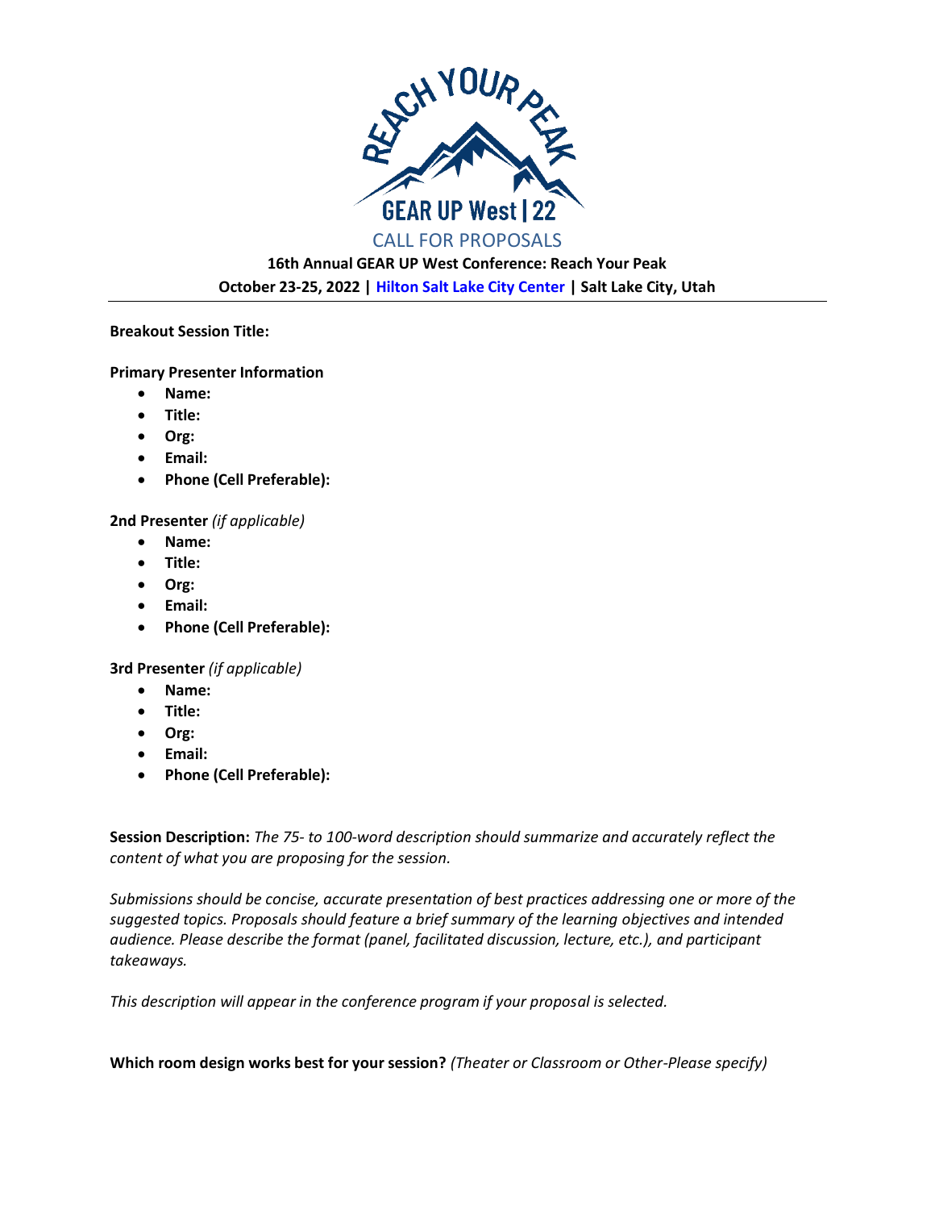REACH YOUR PEAK

GEAR UP West | 22

CALL FOR PROPOSALS

**16th Annual GEAR UP West Conference: Reach Your Peak**

**October 23-25, 2022 | Hilton Salt Lake City Center | Salt Lake City, Utah**

---

**Breakout Session Title:**

**Primary Presenter Information**

- **Name:**
- **Title:**
- **Org:**
- **Email:**
- **Phone (Cell Preferable):**

**2nd Presenter** *(if applicable)*

- **Name:**
- **Title:**
- **Org:**
- **Email:**
- **Phone (Cell Preferable):**

**3rd Presenter** *(if applicable)*

- **Name:**
- **Title:**
- **Org:**
- **Email:**
- **Phone (Cell Preferable):**

**Session Description:** *The 75- to 100-word description should summarize and accurately reflect the content of what you are proposing for the session.*

*Submissions should be concise, accurate presentation of best practices addressing one or more of the suggested topics. Proposals should feature a brief summary of the learning objectives and intended audience. Please describe the format (panel, facilitated discussion, lecture, etc.), and participant takeaways.*

*This description will appear in the conference program if your proposal is selected.*

**Which room design works best for your session?** *(Theater or Classroom or Other-Please specify)*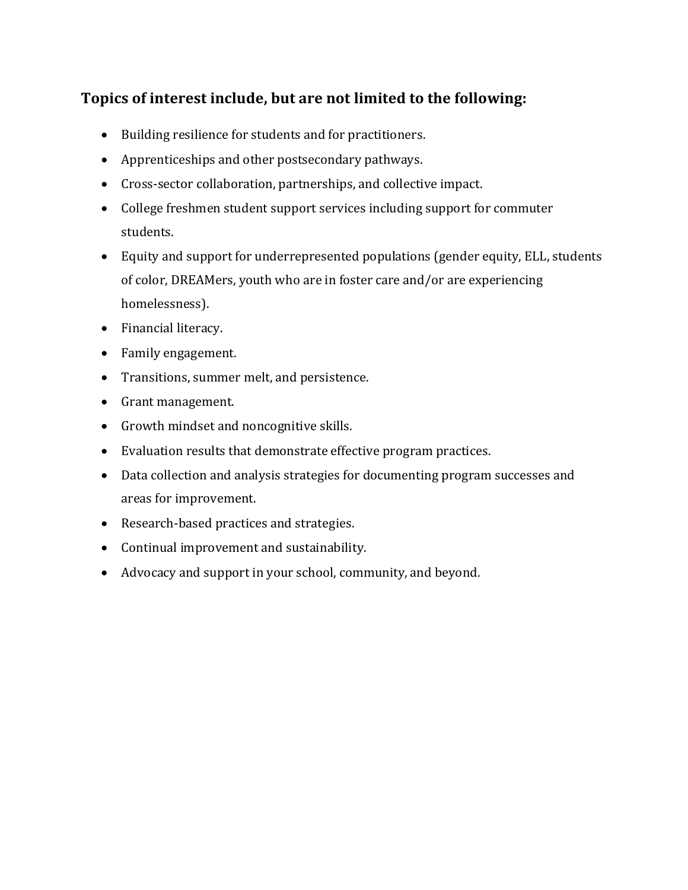**Topics of interest include, but are not limited to the following:**

- Building resilience for students and for practitioners.
- Apprenticeships and other postsecondary pathways.
- Cross-sector collaboration, partnerships, and collective impact.
- College freshmen student support services including support for commuter students.
- Equity and support for underrepresented populations (gender equity, ELL, students of color, DREAMers, youth who are in foster care and/or are experiencing homelessness).
- Financial literacy.
- Family engagement.
- Transitions, summer melt, and persistence.
- Grant management.
- Growth mindset and noncognitive skills.
- Evaluation results that demonstrate effective program practices.
- Data collection and analysis strategies for documenting program successes and areas for improvement.
- Research-based practices and strategies.
- Continual improvement and sustainability.
- Advocacy and support in your school, community, and beyond.